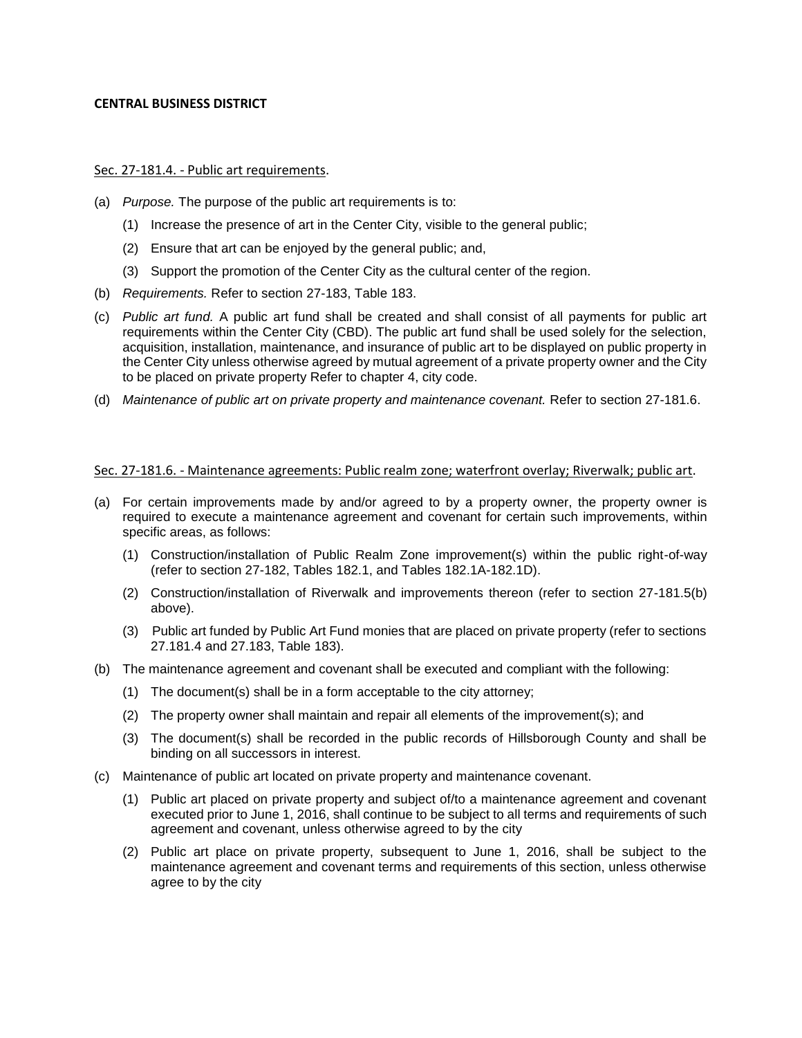**CENTRAL BUSINESS DISTRICT**

Sec. 27-181.4. - Public art requirements.

(a) *Purpose.* The purpose of the public art requirements is to:

  (1) Increase the presence of art in the Center City, visible to the general public;

  (2) Ensure that art can be enjoyed by the general public; and,

  (3) Support the promotion of the Center City as the cultural center of the region.

(b) *Requirements.* Refer to section 27-183, Table 183.

(c) *Public art fund.* A public art fund shall be created and shall consist of all payments for public art requirements within the Center City (CBD). The public art fund shall be used solely for the selection, acquisition, installation, maintenance, and insurance of public art to be displayed on public property in the Center City unless otherwise agreed by mutual agreement of a private property owner and the City to be placed on private property Refer to chapter 4, city code.

(d) *Maintenance of public art on private property and maintenance covenant.* Refer to section 27-181.6.

Sec. 27-181.6. - Maintenance agreements: Public realm zone; waterfront overlay; Riverwalk; public art.

(a) For certain improvements made by and/or agreed to by a property owner, the property owner is required to execute a maintenance agreement and covenant for certain such improvements, within specific areas, as follows:

  (1) Construction/installation of Public Realm Zone improvement(s) within the public right-of-way (refer to section 27-182, Tables 182.1, and Tables 182.1A-182.1D).

  (2) Construction/installation of Riverwalk and improvements thereon (refer to section 27-181.5(b) above).

  (3) Public art funded by Public Art Fund monies that are placed on private property (refer to sections 27.181.4 and 27.183, Table 183).

(b) The maintenance agreement and covenant shall be executed and compliant with the following:

  (1) The document(s) shall be in a form acceptable to the city attorney;

  (2) The property owner shall maintain and repair all elements of the improvement(s); and

  (3) The document(s) shall be recorded in the public records of Hillsborough County and shall be binding on all successors in interest.

(c) Maintenance of public art located on private property and maintenance covenant.

  (1) Public art placed on private property and subject of/to a maintenance agreement and covenant executed prior to June 1, 2016, shall continue to be subject to all terms and requirements of such agreement and covenant, unless otherwise agreed to by the city

  (2) Public art place on private property, subsequent to June 1, 2016, shall be subject to the maintenance agreement and covenant terms and requirements of this section, unless otherwise agree to by the city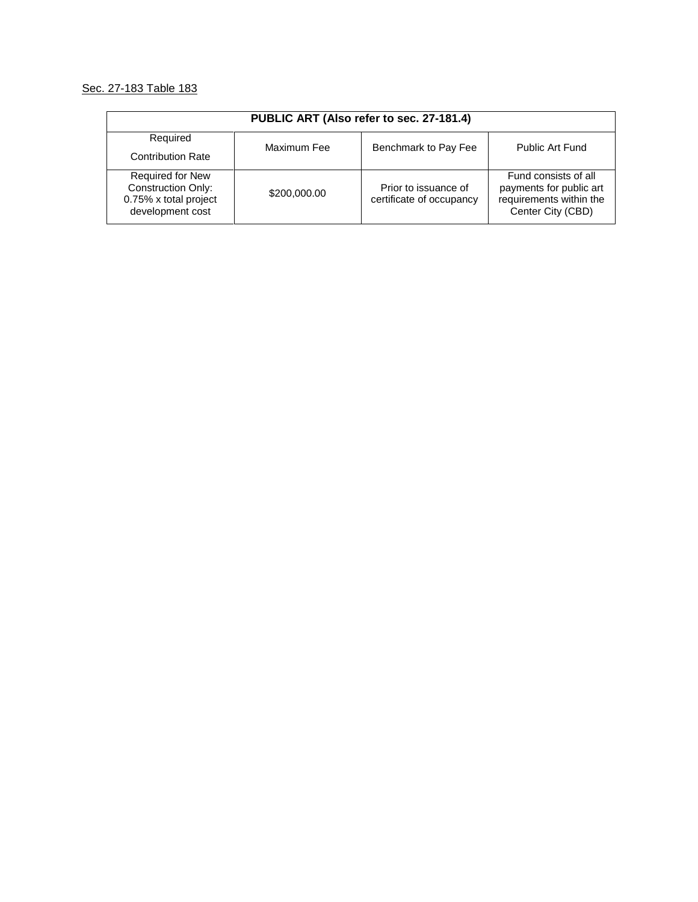Sec. 27-183 Table 183

| PUBLIC ART (Also refer to sec. 27-181.4) | | | |
|---|---|---|---|
| Required Contribution Rate | Maximum Fee | Benchmark to Pay Fee | Public Art Fund |
| Required for New Construction Only: 0.75% x total project development cost | $200,000.00 | Prior to issuance of certificate of occupancy | Fund consists of all payments for public art requirements within the Center City (CBD) |